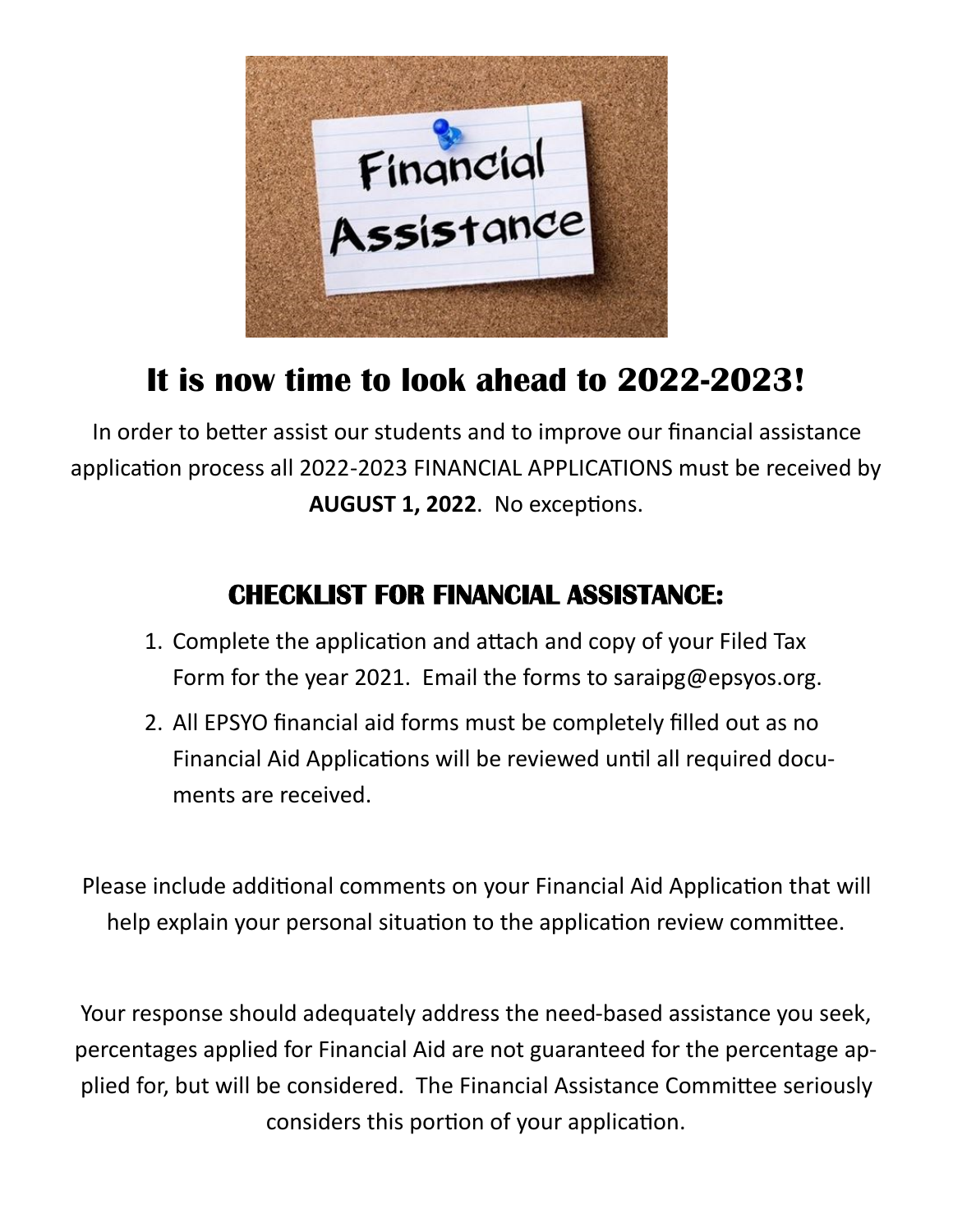# It is now time to look ahead to 2022-2023!

In order to better assist our students and to improve our financial assistance application process all 2022-2023 FINANCIAL APPLICATIONS must be received by **AUGUST 1, 2022**. No exceptions.

## CHECKLIST FOR FINANCIAL ASSISTANCE:

1. Complete the application and attach and copy of your Filed Tax Form for the year 2021. Email the forms to saraipg@epsyos.org.
2. All EPSYO financial aid forms must be completely filled out as no Financial Aid Applications will be reviewed until all required documents are received.

Please include additional comments on your Financial Aid Application that will help explain your personal situation to the application review committee.

Your response should adequately address the need-based assistance you seek, percentages applied for Financial Aid are not guaranteed for the percentage applied for, but will be considered. The Financial Assistance Committee seriously considers this portion of your application.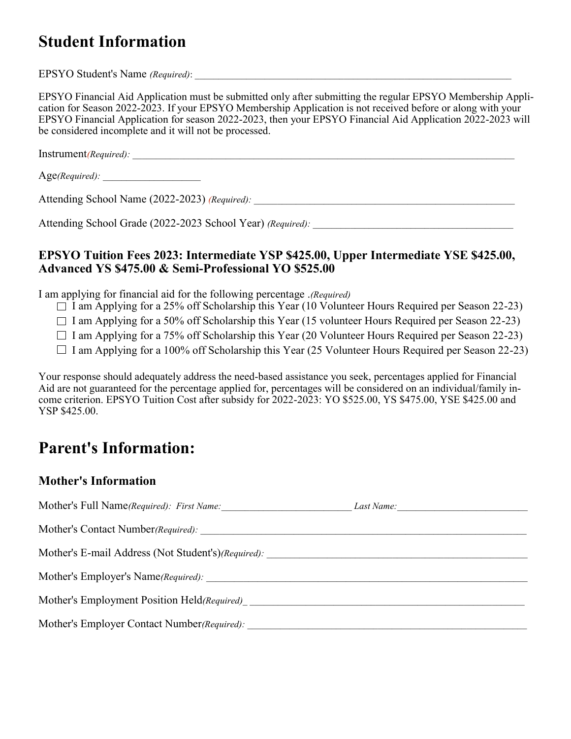# Student Information

EPSYO Student's Name *(Required)*: ___________________________________________________________

EPSYO Financial Aid Application must be submitted only after submitting the regular EPSYO Membership Application for Season 2022-2023. If your EPSYO Membership Application is not received before or along with your EPSYO Financial Application for season 2022-2023, then your EPSYO Financial Aid Application 2022-2023 will be considered incomplete and it will not be processed.

Instrument*(Required):* ___________________________________________________________________________

Age*(Required):* __________________

Attending School Name (2022-2023) *(Required):* __________________________________________________

Attending School Grade (2022-2023 School Year) *(Required):* _____________________________________

### EPSYO Tuition Fees 2023: Intermediate YSP $425.00, Upper Intermediate YSE $425.00, Advanced YS $475.00 & Semi-Professional YO $525.00

I am applying for financial aid for the following percentage .*(Required)*

- ☐ I am Applying for a 25% off Scholarship this Year (10 Volunteer Hours Required per Season 22-23)
- ☐ I am Applying for a 50% off Scholarship this Year (15 volunteer Hours Required per Season 22-23)
- ☐ I am Applying for a 75% off Scholarship this Year (20 Volunteer Hours Required per Season 22-23)
- ☐ I am Applying for a 100% off Scholarship this Year (25 Volunteer Hours Required per Season 22-23)

Your response should adequately address the need-based assistance you seek, percentages applied for Financial Aid are not guaranteed for the percentage applied for, percentages will be considered on an individual/family income criterion. EPSYO Tuition Cost after subsidy for 2022-2023: YO $525.00, YS $475.00, YSE $425.00 and YSP $425.00.

# Parent's Information:

### Mother's Information

Mother's Full Name*(Required): First Name:*_________________________ *Last Name:*_________________________

Mother's Contact Number*(Required):* _____________________________________________________________

Mother's E-mail Address (Not Student's)*(Required):* ________________________________________________

Mother's Employer's Name*(Required):* _____________________________________________________________

Mother's Employment Position Held*(Required)*_ ____________________________________________________

Mother's Employer Contact Number*(Required):* ____________________________________________________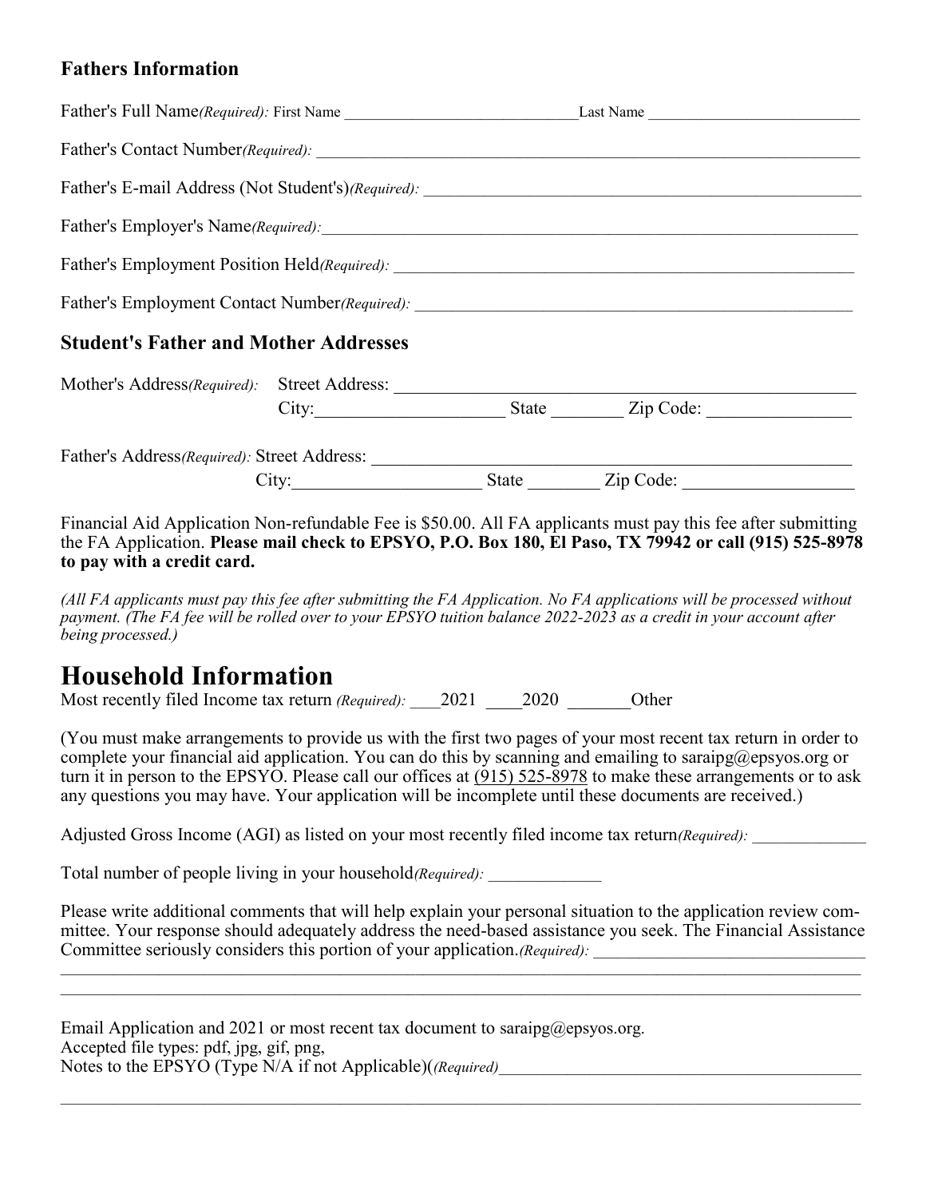### Fathers Information

Father's Full Name*(Required):* First Name ____________________________Last Name __________________________

Father's Contact Number*(Required):* ______________________________________________________________

Father's E-mail Address (Not Student's)*(Required):* ______________________________________________

Father's Employer's Name*(Required):*______________________________________________________________

Father's Employment Position Held*(Required):* _____________________________________________________

Father's Employment Contact Number*(Required):* ___________________________________________________

### Student's Father and Mother Addresses

Mother's Address*(Required):* Street Address: ______________________________________________
City:_____________________ State ________ Zip Code: ________________

Father's Address*(Required):* Street Address: ______________________________________________
City:_____________________ State ________ Zip Code: ___________________

Financial Aid Application Non-refundable Fee is $50.00. All FA applicants must pay this fee after submitting the FA Application. **Please mail check to EPSYO, P.O. Box 180, El Paso, TX 79942 or call (915) 525-8978 to pay with a credit card.**

*(All FA applicants must pay this fee after submitting the FA Application. No FA applications will be processed without payment. (The FA fee will be rolled over to your EPSYO tuition balance 2022-2023 as a credit in your account after being processed.)*

# Household Information

Most recently filed Income tax return *(Required):* ____2021 ____2020 _______Other

(You must make arrangements to provide us with the first two pages of your most recent tax return in order to complete your financial aid application. You can do this by scanning and emailing to saraipg@epsyos.org or turn it in person to the EPSYO. Please call our offices at (915) 525-8978 to make these arrangements or to ask any questions you may have. Your application will be incomplete until these documents are received.)

Adjusted Gross Income (AGI) as listed on your most recently filed income tax return*(Required):* _____________

Total number of people living in your household*(Required):* _____________

Please write additional comments that will help explain your personal situation to the application review committee. Your response should adequately address the need-based assistance you seek. The Financial Assistance Committee seriously considers this portion of your application.*(Required):* ______________________________
_____________________________________________________________________________________________
_____________________________________________________________________________________________

Email Application and 2021 or most recent tax document to saraipg@epsyos.org.
Accepted file types: pdf, jpg, gif, png,
Notes to the EPSYO (Type N/A if not Applicable)(*(Required)*__________________________________________
_____________________________________________________________________________________________